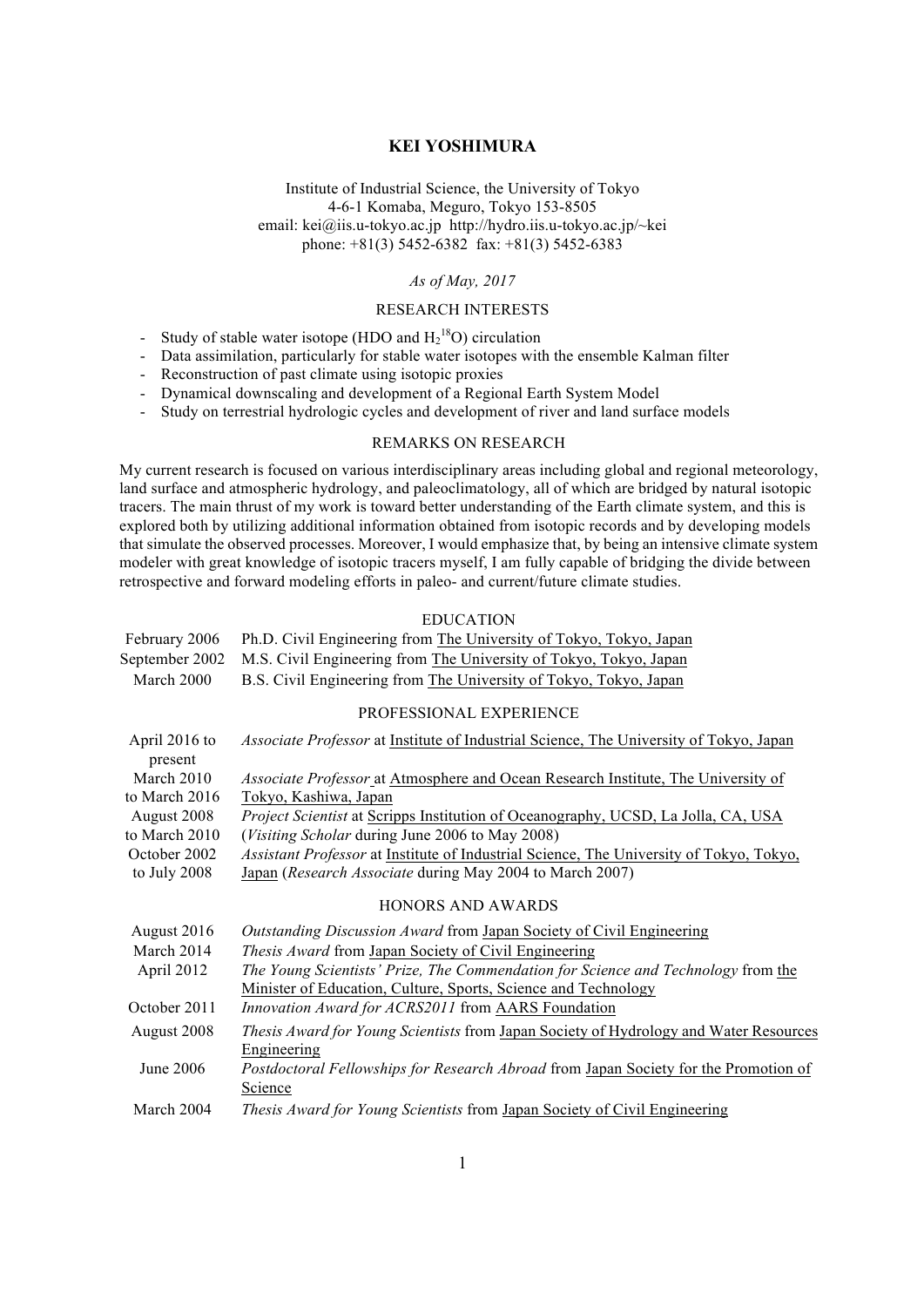# KEI YOSHIMURA

Institute of Industrial Science, the University of Tokyo
4-6-1 Komaba, Meguro, Tokyo 153-8505
email: kei@iis.u-tokyo.ac.jp http://hydro.iis.u-tokyo.ac.jp/~kei
phone: +81(3) 5452-6382 fax: +81(3) 5452-6383

*As of May, 2017*

## RESEARCH INTERESTS

- Study of stable water isotope (HDO and $H_2^{18}O$) circulation
- Data assimilation, particularly for stable water isotopes with the ensemble Kalman filter
- Reconstruction of past climate using isotopic proxies
- Dynamical downscaling and development of a Regional Earth System Model
- Study on terrestrial hydrologic cycles and development of river and land surface models

## REMARKS ON RESEARCH

My current research is focused on various interdisciplinary areas including global and regional meteorology, land surface and atmospheric hydrology, and paleoclimatology, all of which are bridged by natural isotopic tracers. The main thrust of my work is toward better understanding of the Earth climate system, and this is explored both by utilizing additional information obtained from isotopic records and by developing models that simulate the observed processes. Moreover, I would emphasize that, by being an intensive climate system modeler with great knowledge of isotopic tracers myself, I am fully capable of bridging the divide between retrospective and forward modeling efforts in paleo- and current/future climate studies.

## EDUCATION

| | |
|---|---|
| February 2006 | Ph.D. Civil Engineering from The University of Tokyo, Tokyo, Japan |
| September 2002 | M.S. Civil Engineering from The University of Tokyo, Tokyo, Japan |
| March 2000 | B.S. Civil Engineering from The University of Tokyo, Tokyo, Japan |

## PROFESSIONAL EXPERIENCE

| | |
|---|---|
| April 2016 to present | *Associate Professor* at Institute of Industrial Science, The University of Tokyo, Japan |
| March 2010 to March 2016 | *Associate Professor* at Atmosphere and Ocean Research Institute, The University of Tokyo, Kashiwa, Japan |
| August 2008 to March 2010 | *Project Scientist* at Scripps Institution of Oceanography, UCSD, La Jolla, CA, USA (*Visiting Scholar* during June 2006 to May 2008) |
| October 2002 to July 2008 | *Assistant Professor* at Institute of Industrial Science, The University of Tokyo, Tokyo, Japan (*Research Associate* during May 2004 to March 2007) |

## HONORS AND AWARDS

| | |
|---|---|
| August 2016 | *Outstanding Discussion Award* from Japan Society of Civil Engineering |
| March 2014 | *Thesis Award* from Japan Society of Civil Engineering |
| April 2012 | *The Young Scientists' Prize, The Commendation for Science and Technology* from the Minister of Education, Culture, Sports, Science and Technology |
| October 2011 | *Innovation Award for ACRS2011* from AARS Foundation |
| August 2008 | *Thesis Award for Young Scientists* from Japan Society of Hydrology and Water Resources Engineering |
| June 2006 | *Postdoctoral Fellowships for Research Abroad* from Japan Society for the Promotion of Science |
| March 2004 | *Thesis Award for Young Scientists* from Japan Society of Civil Engineering |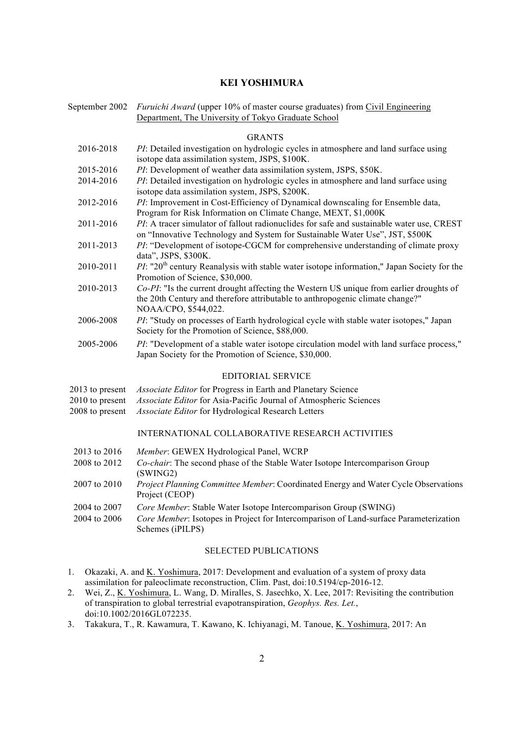**KEI YOSHIMURA**

September 2002 *Furuichi Award* (upper 10% of master course graduates) from Civil Engineering Department, The University of Tokyo Graduate School

## GRANTS

| | |
|---|---|
| 2016-2018 | *PI*: Detailed investigation on hydrologic cycles in atmosphere and land surface using isotope data assimilation system, JSPS, \$100K. |
| 2015-2016 | *PI*: Development of weather data assimilation system, JSPS, \$50K. |
| 2014-2016 | *PI*: Detailed investigation on hydrologic cycles in atmosphere and land surface using isotope data assimilation system, JSPS, \$200K. |
| 2012-2016 | *PI*: Improvement in Cost-Efficiency of Dynamical downscaling for Ensemble data, Program for Risk Information on Climate Change, MEXT, \$1,000K |
| 2011-2016 | *PI*: A tracer simulator of fallout radionuclides for safe and sustainable water use, CREST on "Innovative Technology and System for Sustainable Water Use", JST, \$500K |
| 2011-2013 | *PI*: "Development of isotope-CGCM for comprehensive understanding of climate proxy data", JSPS, \$300K. |
| 2010-2011 | *PI*: "20th century Reanalysis with stable water isotope information," Japan Society for the Promotion of Science, \$30,000. |
| 2010-2013 | *Co-PI*: "Is the current drought affecting the Western US unique from earlier droughts of the 20th Century and therefore attributable to anthropogenic climate change?" NOAA/CPO, \$544,022. |
| 2006-2008 | *PI*: "Study on processes of Earth hydrological cycle with stable water isotopes," Japan Society for the Promotion of Science, \$88,000. |
| 2005-2006 | *PI*: "Development of a stable water isotope circulation model with land surface process," Japan Society for the Promotion of Science, \$30,000. |

## EDITORIAL SERVICE

| | |
|---|---|
| 2013 to present | *Associate Editor* for Progress in Earth and Planetary Science |
| 2010 to present | *Associate Editor* for Asia-Pacific Journal of Atmospheric Sciences |
| 2008 to present | *Associate Editor* for Hydrological Research Letters |

## INTERNATIONAL COLLABORATIVE RESEARCH ACTIVITIES

| | |
|---|---|
| 2013 to 2016 | *Member*: GEWEX Hydrological Panel, WCRP |
| 2008 to 2012 | *Co-chair*: The second phase of the Stable Water Isotope Intercomparison Group (SWING2) |
| 2007 to 2010 | *Project Planning Committee Member*: Coordinated Energy and Water Cycle Observations Project (CEOP) |
| 2004 to 2007 | *Core Member*: Stable Water Isotope Intercomparison Group (SWING) |
| 2004 to 2006 | *Core Member*: Isotopes in Project for Intercomparison of Land-surface Parameterization Schemes (iPILPS) |

## SELECTED PUBLICATIONS

1. Okazaki, A. and K. Yoshimura, 2017: Development and evaluation of a system of proxy data assimilation for paleoclimate reconstruction, Clim. Past, doi:10.5194/cp-2016-12.
2. Wei, Z., K. Yoshimura, L. Wang, D. Miralles, S. Jasechko, X. Lee, 2017: Revisiting the contribution of transpiration to global terrestrial evapotranspiration, *Geophys. Res. Let.*, doi:10.1002/2016GL072235.
3. Takakura, T., R. Kawamura, T. Kawano, K. Ichiyanagi, M. Tanoue, K. Yoshimura, 2017: An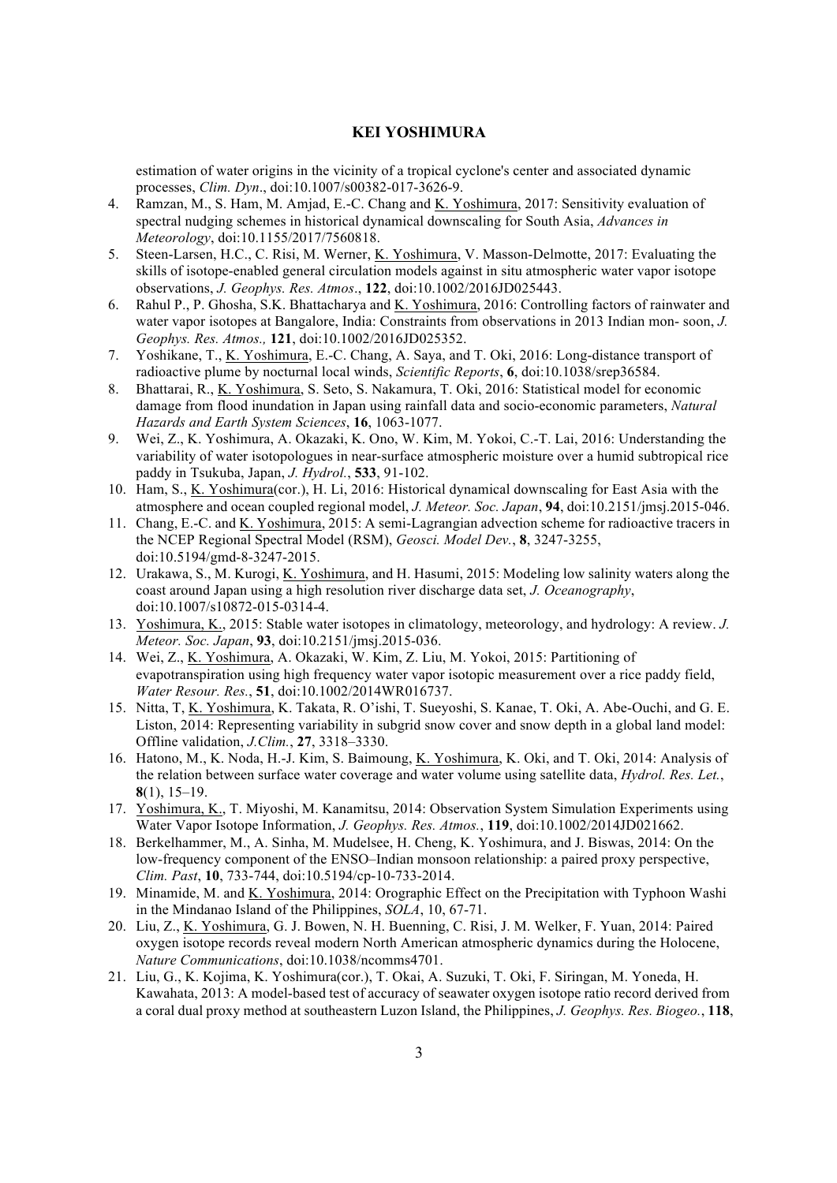estimation of water origins in the vicinity of a tropical cyclone's center and associated dynamic processes, *Clim. Dyn*., doi:10.1007/s00382-017-3626-9.

4. Ramzan, M., S. Ham, M. Amjad, E.-C. Chang and K. Yoshimura, 2017: Sensitivity evaluation of spectral nudging schemes in historical dynamical downscaling for South Asia, *Advances in Meteorology*, doi:10.1155/2017/7560818.
5. Steen-Larsen, H.C., C. Risi, M. Werner, K. Yoshimura, V. Masson-Delmotte, 2017: Evaluating the skills of isotope-enabled general circulation models against in situ atmospheric water vapor isotope observations, *J. Geophys. Res. Atmos*., **122**, doi:10.1002/2016JD025443.
6. Rahul P., P. Ghosha, S.K. Bhattacharya and K. Yoshimura, 2016: Controlling factors of rainwater and water vapor isotopes at Bangalore, India: Constraints from observations in 2013 Indian mon- soon, *J. Geophys. Res. Atmos.,* **121**, doi:10.1002/2016JD025352.
7. Yoshikane, T., K. Yoshimura, E.-C. Chang, A. Saya, and T. Oki, 2016: Long-distance transport of radioactive plume by nocturnal local winds, *Scientific Reports*, **6**, doi:10.1038/srep36584.
8. Bhattarai, R., K. Yoshimura, S. Seto, S. Nakamura, T. Oki, 2016: Statistical model for economic damage from flood inundation in Japan using rainfall data and socio-economic parameters, *Natural Hazards and Earth System Sciences*, **16**, 1063-1077.
9. Wei, Z., K. Yoshimura, A. Okazaki, K. Ono, W. Kim, M. Yokoi, C.-T. Lai, 2016: Understanding the variability of water isotopologues in near-surface atmospheric moisture over a humid subtropical rice paddy in Tsukuba, Japan, *J. Hydrol.*, **533**, 91-102.
10. Ham, S., K. Yoshimura(cor.), H. Li, 2016: Historical dynamical downscaling for East Asia with the atmosphere and ocean coupled regional model, *J. Meteor. Soc. Japan*, **94**, doi:10.2151/jmsj.2015-046.
11. Chang, E.-C. and K. Yoshimura, 2015: A semi-Lagrangian advection scheme for radioactive tracers in the NCEP Regional Spectral Model (RSM), *Geosci. Model Dev.*, **8**, 3247-3255, doi:10.5194/gmd-8-3247-2015.
12. Urakawa, S., M. Kurogi, K. Yoshimura, and H. Hasumi, 2015: Modeling low salinity waters along the coast around Japan using a high resolution river discharge data set, *J. Oceanography*, doi:10.1007/s10872-015-0314-4.
13. Yoshimura, K., 2015: Stable water isotopes in climatology, meteorology, and hydrology: A review. *J. Meteor. Soc. Japan*, **93**, doi:10.2151/jmsj.2015-036.
14. Wei, Z., K. Yoshimura, A. Okazaki, W. Kim, Z. Liu, M. Yokoi, 2015: Partitioning of evapotranspiration using high frequency water vapor isotopic measurement over a rice paddy field, *Water Resour. Res.*, **51**, doi:10.1002/2014WR016737.
15. Nitta, T, K. Yoshimura, K. Takata, R. O'ishi, T. Sueyoshi, S. Kanae, T. Oki, A. Abe-Ouchi, and G. E. Liston, 2014: Representing variability in subgrid snow cover and snow depth in a global land model: Offline validation, *J.Clim.*, **27**, 3318–3330.
16. Hatono, M., K. Noda, H.-J. Kim, S. Baimoung, K. Yoshimura, K. Oki, and T. Oki, 2014: Analysis of the relation between surface water coverage and water volume using satellite data, *Hydrol. Res. Let.*, **8**(1), 15–19.
17. Yoshimura, K., T. Miyoshi, M. Kanamitsu, 2014: Observation System Simulation Experiments using Water Vapor Isotope Information, *J. Geophys. Res. Atmos.*, **119**, doi:10.1002/2014JD021662.
18. Berkelhammer, M., A. Sinha, M. Mudelsee, H. Cheng, K. Yoshimura, and J. Biswas, 2014: On the low-frequency component of the ENSO–Indian monsoon relationship: a paired proxy perspective, *Clim. Past*, **10**, 733-744, doi:10.5194/cp-10-733-2014.
19. Minamide, M. and K. Yoshimura, 2014: Orographic Effect on the Precipitation with Typhoon Washi in the Mindanao Island of the Philippines, *SOLA*, 10, 67-71.
20. Liu, Z., K. Yoshimura, G. J. Bowen, N. H. Buenning, C. Risi, J. M. Welker, F. Yuan, 2014: Paired oxygen isotope records reveal modern North American atmospheric dynamics during the Holocene, *Nature Communications*, doi:10.1038/ncomms4701.
21. Liu, G., K. Kojima, K. Yoshimura(cor.), T. Okai, A. Suzuki, T. Oki, F. Siringan, M. Yoneda, H. Kawahata, 2013: A model-based test of accuracy of seawater oxygen isotope ratio record derived from a coral dual proxy method at southeastern Luzon Island, the Philippines, *J. Geophys. Res. Biogeo.*, **118**,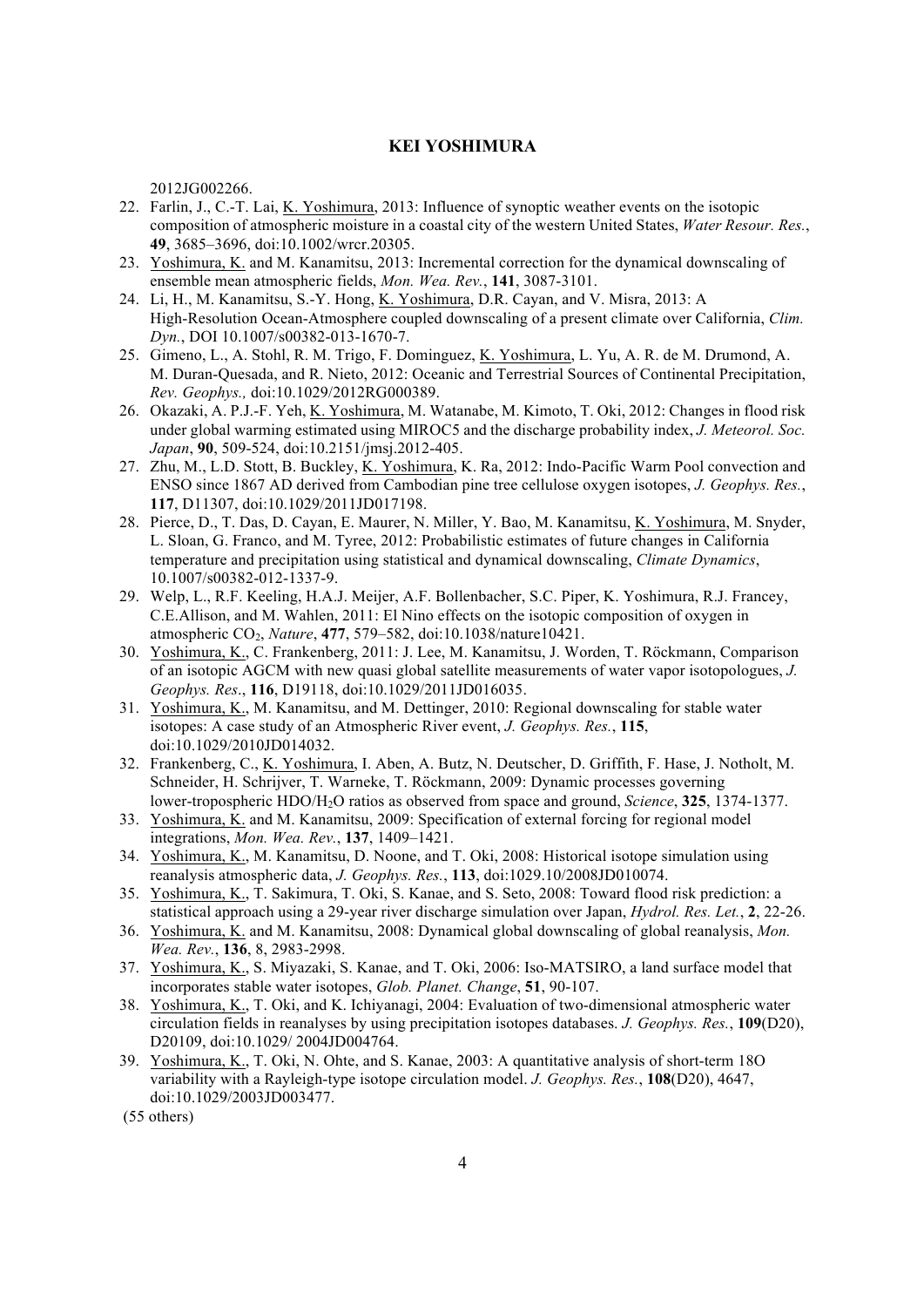2012JG002266.

22. Farlin, J., C.-T. Lai, K. Yoshimura, 2013: Influence of synoptic weather events on the isotopic composition of atmospheric moisture in a coastal city of the western United States, *Water Resour. Res.*, **49**, 3685–3696, doi:10.1002/wrcr.20305.
23. Yoshimura, K. and M. Kanamitsu, 2013: Incremental correction for the dynamical downscaling of ensemble mean atmospheric fields, *Mon. Wea. Rev.*, **141**, 3087-3101.
24. Li, H., M. Kanamitsu, S.-Y. Hong, K. Yoshimura, D.R. Cayan, and V. Misra, 2013: A High-Resolution Ocean-Atmosphere coupled downscaling of a present climate over California, *Clim. Dyn.*, DOI 10.1007/s00382-013-1670-7.
25. Gimeno, L., A. Stohl, R. M. Trigo, F. Dominguez, K. Yoshimura, L. Yu, A. R. de M. Drumond, A. M. Duran-Quesada, and R. Nieto, 2012: Oceanic and Terrestrial Sources of Continental Precipitation, *Rev. Geophys.,* doi:10.1029/2012RG000389.
26. Okazaki, A. P.J.-F. Yeh, K. Yoshimura, M. Watanabe, M. Kimoto, T. Oki, 2012: Changes in flood risk under global warming estimated using MIROC5 and the discharge probability index, *J. Meteorol. Soc. Japan*, **90**, 509-524, doi:10.2151/jmsj.2012-405.
27. Zhu, M., L.D. Stott, B. Buckley, K. Yoshimura, K. Ra, 2012: Indo-Pacific Warm Pool convection and ENSO since 1867 AD derived from Cambodian pine tree cellulose oxygen isotopes, *J. Geophys. Res.*, **117**, D11307, doi:10.1029/2011JD017198.
28. Pierce, D., T. Das, D. Cayan, E. Maurer, N. Miller, Y. Bao, M. Kanamitsu, K. Yoshimura, M. Snyder, L. Sloan, G. Franco, and M. Tyree, 2012: Probabilistic estimates of future changes in California temperature and precipitation using statistical and dynamical downscaling, *Climate Dynamics*, 10.1007/s00382-012-1337-9.
29. Welp, L., R.F. Keeling, H.A.J. Meijer, A.F. Bollenbacher, S.C. Piper, K. Yoshimura, R.J. Francey, C.E.Allison, and M. Wahlen, 2011: El Nino effects on the isotopic composition of oxygen in atmospheric $CO_2$, *Nature*, **477**, 579–582, doi:10.1038/nature10421.
30. Yoshimura, K., C. Frankenberg, 2011: J. Lee, M. Kanamitsu, J. Worden, T. Röckmann, Comparison of an isotopic AGCM with new quasi global satellite measurements of water vapor isotopologues, *J. Geophys. Res*., **116**, D19118, doi:10.1029/2011JD016035.
31. Yoshimura, K., M. Kanamitsu, and M. Dettinger, 2010: Regional downscaling for stable water isotopes: A case study of an Atmospheric River event, *J. Geophys. Res.*, **115**, doi:10.1029/2010JD014032.
32. Frankenberg, C., K. Yoshimura, I. Aben, A. Butz, N. Deutscher, D. Griffith, F. Hase, J. Notholt, M. Schneider, H. Schrijver, T. Warneke, T. Röckmann, 2009: Dynamic processes governing lower-tropospheric HDO/$H_2O$ ratios as observed from space and ground, *Science*, **325**, 1374-1377.
33. Yoshimura, K. and M. Kanamitsu, 2009: Specification of external forcing for regional model integrations, *Mon. Wea. Rev.*, **137**, 1409–1421.
34. Yoshimura, K., M. Kanamitsu, D. Noone, and T. Oki, 2008: Historical isotope simulation using reanalysis atmospheric data, *J. Geophys. Res.*, **113**, doi:1029.10/2008JD010074.
35. Yoshimura, K., T. Sakimura, T. Oki, S. Kanae, and S. Seto, 2008: Toward flood risk prediction: a statistical approach using a 29-year river discharge simulation over Japan, *Hydrol. Res. Let.*, **2**, 22-26.
36. Yoshimura, K. and M. Kanamitsu, 2008: Dynamical global downscaling of global reanalysis, *Mon. Wea. Rev.*, **136**, 8, 2983-2998.
37. Yoshimura, K., S. Miyazaki, S. Kanae, and T. Oki, 2006: Iso-MATSIRO, a land surface model that incorporates stable water isotopes, *Glob. Planet. Change*, **51**, 90-107.
38. Yoshimura, K., T. Oki, and K. Ichiyanagi, 2004: Evaluation of two-dimensional atmospheric water circulation fields in reanalyses by using precipitation isotopes databases. *J. Geophys. Res.*, **109**(D20), D20109, doi:10.1029/ 2004JD004764.
39. Yoshimura, K., T. Oki, N. Ohte, and S. Kanae, 2003: A quantitative analysis of short-term 18O variability with a Rayleigh-type isotope circulation model. *J. Geophys. Res.*, **108**(D20), 4647, doi:10.1029/2003JD003477.

(55 others)